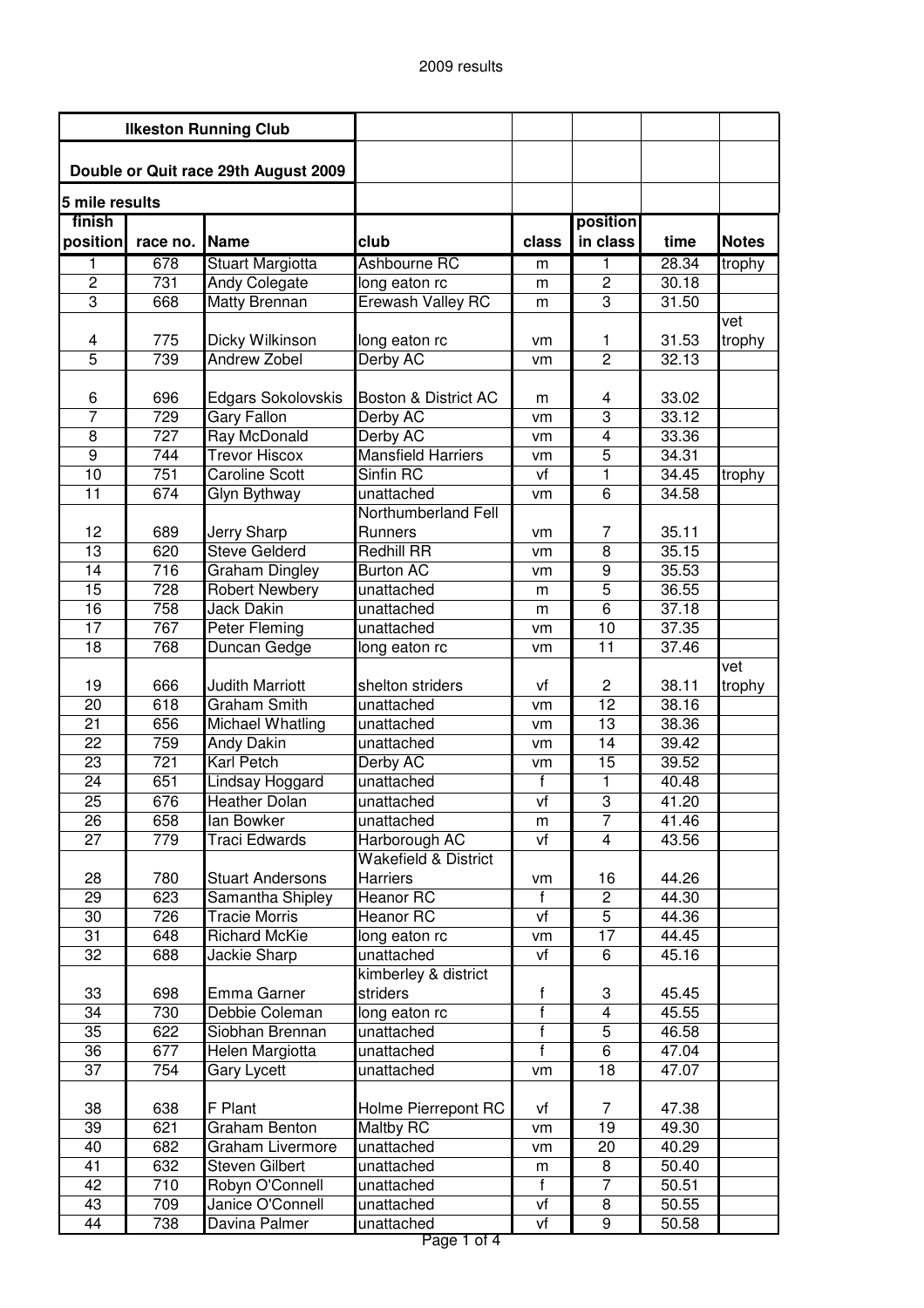2009 results

| Ilkeston Running Club | | | | | | | |
|---|---|---|---|---|---|---|---|
| **Double or Quit race 29th August 2009** | | | | | | | |
| **5 mile results** | | | | | | | |
| **finish position** | **race no.** | **Name** | **club** | **class** | **position in class** | **time** | **Notes** |
| 1 | 678 | Stuart Margiotta | Ashbourne RC | m | 1 | 28.34 | trophy |
| 2 | 731 | Andy Colegate | long eaton rc | m | 2 | 30.18 | |
| 3 | 668 | Matty Brennan | Erewash Valley RC | m | 3 | 31.50 | |
| 4 | 775 | Dicky Wilkinson | long eaton rc | vm | 1 | 31.53 | vet trophy |
| 5 | 739 | Andrew Zobel | Derby AC | vm | 2 | 32.13 | |
| 6 | 696 | Edgars Sokolovskis | Boston & District AC | m | 4 | 33.02 | |
| 7 | 729 | Gary Fallon | Derby AC | vm | 3 | 33.12 | |
| 8 | 727 | Ray McDonald | Derby AC | vm | 4 | 33.36 | |
| 9 | 744 | Trevor Hiscox | Mansfield Harriers | vm | 5 | 34.31 | |
| 10 | 751 | Caroline Scott | Sinfin RC | vf | 1 | 34.45 | trophy |
| 11 | 674 | Glyn Bythway | unattached | vm | 6 | 34.58 | |
| 12 | 689 | Jerry Sharp | Northumberland Fell Runners | vm | 7 | 35.11 | |
| 13 | 620 | Steve Gelderd | Redhill RR | vm | 8 | 35.15 | |
| 14 | 716 | Graham Dingley | Burton AC | vm | 9 | 35.53 | |
| 15 | 728 | Robert Newbery | unattached | m | 5 | 36.55 | |
| 16 | 758 | Jack Dakin | unattached | m | 6 | 37.18 | |
| 17 | 767 | Peter Fleming | unattached | vm | 10 | 37.35 | |
| 18 | 768 | Duncan Gedge | long eaton rc | vm | 11 | 37.46 | |
| 19 | 666 | Judith Marriott | shelton striders | vf | 2 | 38.11 | vet trophy |
| 20 | 618 | Graham Smith | unattached | vm | 12 | 38.16 | |
| 21 | 656 | Michael Whatling | unattached | vm | 13 | 38.36 | |
| 22 | 759 | Andy Dakin | unattached | vm | 14 | 39.42 | |
| 23 | 721 | Karl Petch | Derby AC | vm | 15 | 39.52 | |
| 24 | 651 | Lindsay Hoggard | unattached | f | 1 | 40.48 | |
| 25 | 676 | Heather Dolan | unattached | vf | 3 | 41.20 | |
| 26 | 658 | Ian Bowker | unattached | m | 7 | 41.46 | |
| 27 | 779 | Traci Edwards | Harborough AC | vf | 4 | 43.56 | |
| 28 | 780 | Stuart Andersons | Wakefield & District Harriers | vm | 16 | 44.26 | |
| 29 | 623 | Samantha Shipley | Heanor RC | f | 2 | 44.30 | |
| 30 | 726 | Tracie Morris | Heanor RC | vf | 5 | 44.36 | |
| 31 | 648 | Richard McKie | long eaton rc | vm | 17 | 44.45 | |
| 32 | 688 | Jackie Sharp | unattached | vf | 6 | 45.16 | |
| 33 | 698 | Emma Garner | kimberley & district striders | f | 3 | 45.45 | |
| 34 | 730 | Debbie Coleman | long eaton rc | f | 4 | 45.55 | |
| 35 | 622 | Siobhan Brennan | unattached | f | 5 | 46.58 | |
| 36 | 677 | Helen Margiotta | unattached | f | 6 | 47.04 | |
| 37 | 754 | Gary Lycett | unattached | vm | 18 | 47.07 | |
| 38 | 638 | F Plant | Holme Pierrepont RC | vf | 7 | 47.38 | |
| 39 | 621 | Graham Benton | Maltby RC | vm | 19 | 49.30 | |
| 40 | 682 | Graham Livermore | unattached | vm | 20 | 40.29 | |
| 41 | 632 | Steven Gilbert | unattached | m | 8 | 50.40 | |
| 42 | 710 | Robyn O'Connell | unattached | f | 7 | 50.51 | |
| 43 | 709 | Janice O'Connell | unattached | vf | 8 | 50.55 | |
| 44 | 738 | Davina Palmer | unattached | vf | 9 | 50.58 | |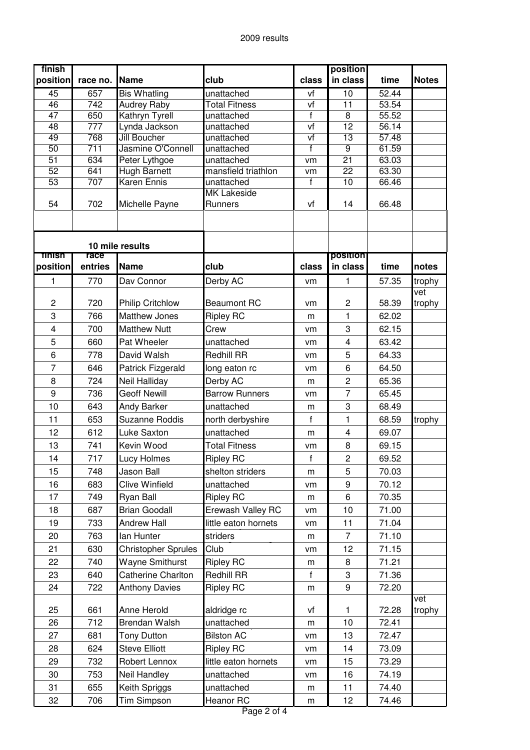2009 results

| finish position | race no. | Name | club | class | position in class | time | Notes |
|---|---|---|---|---|---|---|---|
| 45 | 657 | Bis Whatling | unattached | vf | 10 | 52.44 | |
| 46 | 742 | Audrey Raby | Total Fitness | vf | 11 | 53.54 | |
| 47 | 650 | Kathryn Tyrell | unattached | f | 8 | 55.52 | |
| 48 | 777 | Lynda Jackson | unattached | vf | 12 | 56.14 | |
| 49 | 768 | Jill Boucher | unattached | vf | 13 | 57.48 | |
| 50 | 711 | Jasmine O'Connell | unattached | f | 9 | 61.59 | |
| 51 | 634 | Peter Lythgoe | unattached | vm | 21 | 63.03 | |
| 52 | 641 | Hugh Barnett | mansfield triathlon | vm | 22 | 63.30 | |
| 53 | 707 | Karen Ennis | unattached | f | 10 | 66.46 | |
| 54 | 702 | Michelle Payne | MK Lakeside Runners | vf | 14 | 66.48 | |

## 10 mile results

| finish position | race entries | Name | club | class | position in class | time | notes |
|---|---|---|---|---|---|---|---|
| 1 | 770 | Dav Connor | Derby AC | vm | 1 | 57.35 | trophy |
| 2 | 720 | Philip Critchlow | Beaumont RC | vm | 2 | 58.39 | vet trophy |
| 3 | 766 | Matthew Jones | Ripley RC | m | 1 | 62.02 | |
| 4 | 700 | Matthew Nutt | Crew | vm | 3 | 62.15 | |
| 5 | 660 | Pat Wheeler | unattached | vm | 4 | 63.42 | |
| 6 | 778 | David Walsh | Redhill RR | vm | 5 | 64.33 | |
| 7 | 646 | Patrick Fizgerald | long eaton rc | vm | 6 | 64.50 | |
| 8 | 724 | Neil Halliday | Derby AC | m | 2 | 65.36 | |
| 9 | 736 | Geoff Newill | Barrow Runners | vm | 7 | 65.45 | |
| 10 | 643 | Andy Barker | unattached | m | 3 | 68.49 | |
| 11 | 653 | Suzanne Roddis | north derbyshire | f | 1 | 68.59 | trophy |
| 12 | 612 | Luke Saxton | unattached | m | 4 | 69.07 | |
| 13 | 741 | Kevin Wood | Total Fitness | vm | 8 | 69.15 | |
| 14 | 717 | Lucy Holmes | Ripley RC | f | 2 | 69.52 | |
| 15 | 748 | Jason Ball | shelton striders | m | 5 | 70.03 | |
| 16 | 683 | Clive Winfield | unattached | vm | 9 | 70.12 | |
| 17 | 749 | Ryan Ball | Ripley RC | m | 6 | 70.35 | |
| 18 | 687 | Brian Goodall | Erewash Valley RC | vm | 10 | 71.00 | |
| 19 | 733 | Andrew Hall | little eaton hornets | vm | 11 | 71.04 | |
| 20 | 763 | Ian Hunter | striders | m | 7 | 71.10 | |
| 21 | 630 | Christopher Sprules | Club | vm | 12 | 71.15 | |
| 22 | 740 | Wayne Smithurst | Ripley RC | m | 8 | 71.21 | |
| 23 | 640 | Catherine Charlton | Redhill RR | f | 3 | 71.36 | |
| 24 | 722 | Anthony Davies | Ripley RC | m | 9 | 72.20 | |
| 25 | 661 | Anne Herold | aldridge rc | vf | 1 | 72.28 | vet trophy |
| 26 | 712 | Brendan Walsh | unattached | m | 10 | 72.41 | |
| 27 | 681 | Tony Dutton | Bilston AC | vm | 13 | 72.47 | |
| 28 | 624 | Steve Elliott | Ripley RC | vm | 14 | 73.09 | |
| 29 | 732 | Robert Lennox | little eaton hornets | vm | 15 | 73.29 | |
| 30 | 753 | Neil Handley | unattached | vm | 16 | 74.19 | |
| 31 | 655 | Keith Spriggs | unattached | m | 11 | 74.40 | |
| 32 | 706 | Tim Simpson | Heanor RC | m | 12 | 74.46 | |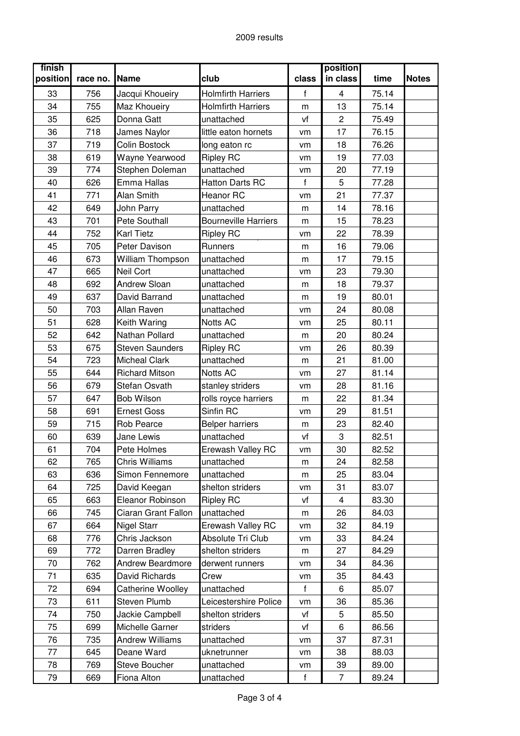2009 results

| finish position | race no. | Name | club | class | position in class | time | Notes |
|---|---|---|---|---|---|---|---|
| 33 | 756 | Jacqui Khoueiry | Holmfirth Harriers | f | 4 | 75.14 | |
| 34 | 755 | Maz Khoueiry | Holmfirth Harriers | m | 13 | 75.14 | |
| 35 | 625 | Donna Gatt | unattached | vf | 2 | 75.49 | |
| 36 | 718 | James Naylor | little eaton hornets | vm | 17 | 76.15 | |
| 37 | 719 | Colin Bostock | long eaton rc | vm | 18 | 76.26 | |
| 38 | 619 | Wayne Yearwood | Ripley RC | vm | 19 | 77.03 | |
| 39 | 774 | Stephen Doleman | unattached | vm | 20 | 77.19 | |
| 40 | 626 | Emma Hallas | Hatton Darts RC | f | 5 | 77.28 | |
| 41 | 771 | Alan Smith | Heanor RC | vm | 21 | 77.37 | |
| 42 | 649 | John Parry | unattached | m | 14 | 78.16 | |
| 43 | 701 | Pete Southall | Bourneville Harriers | m | 15 | 78.23 | |
| 44 | 752 | Karl Tietz | Ripley RC | vm | 22 | 78.39 | |
| 45 | 705 | Peter Davison | Runners | m | 16 | 79.06 | |
| 46 | 673 | William Thompson | unattached | m | 17 | 79.15 | |
| 47 | 665 | Neil Cort | unattached | vm | 23 | 79.30 | |
| 48 | 692 | Andrew Sloan | unattached | m | 18 | 79.37 | |
| 49 | 637 | David Barrand | unattached | m | 19 | 80.01 | |
| 50 | 703 | Allan Raven | unattached | vm | 24 | 80.08 | |
| 51 | 628 | Keith Waring | Notts AC | vm | 25 | 80.11 | |
| 52 | 642 | Nathan Pollard | unattached | m | 20 | 80.24 | |
| 53 | 675 | Steven Saunders | Ripley RC | vm | 26 | 80.39 | |
| 54 | 723 | Micheal Clark | unattached | m | 21 | 81.00 | |
| 55 | 644 | Richard Mitson | Notts AC | vm | 27 | 81.14 | |
| 56 | 679 | Stefan Osvath | stanley striders | vm | 28 | 81.16 | |
| 57 | 647 | Bob Wilson | rolls royce harriers | m | 22 | 81.34 | |
| 58 | 691 | Ernest Goss | Sinfin RC | vm | 29 | 81.51 | |
| 59 | 715 | Rob Pearce | Belper harriers | m | 23 | 82.40 | |
| 60 | 639 | Jane Lewis | unattached | vf | 3 | 82.51 | |
| 61 | 704 | Pete Holmes | Erewash Valley RC | vm | 30 | 82.52 | |
| 62 | 765 | Chris Williams | unattached | m | 24 | 82.58 | |
| 63 | 636 | Simon Fennemore | unattached | m | 25 | 83.04 | |
| 64 | 725 | David Keegan | shelton striders | vm | 31 | 83.07 | |
| 65 | 663 | Eleanor Robinson | Ripley RC | vf | 4 | 83.30 | |
| 66 | 745 | Ciaran Grant Fallon | unattached | m | 26 | 84.03 | |
| 67 | 664 | Nigel Starr | Erewash Valley RC | vm | 32 | 84.19 | |
| 68 | 776 | Chris Jackson | Absolute Tri Club | vm | 33 | 84.24 | |
| 69 | 772 | Darren Bradley | shelton striders | m | 27 | 84.29 | |
| 70 | 762 | Andrew Beardmore | derwent runners | vm | 34 | 84.36 | |
| 71 | 635 | David Richards | Crew | vm | 35 | 84.43 | |
| 72 | 694 | Catherine Woolley | unattached | f | 6 | 85.07 | |
| 73 | 611 | Steven Plumb | Leicestershire Police | vm | 36 | 85.36 | |
| 74 | 750 | Jackie Campbell | shelton striders | vf | 5 | 85.50 | |
| 75 | 699 | Michelle Garner | striders | vf | 6 | 86.56 | |
| 76 | 735 | Andrew Williams | unattached | vm | 37 | 87.31 | |
| 77 | 645 | Deane Ward | uknetrunner | vm | 38 | 88.03 | |
| 78 | 769 | Steve Boucher | unattached | vm | 39 | 89.00 | |
| 79 | 669 | Fiona Alton | unattached | f | 7 | 89.24 | |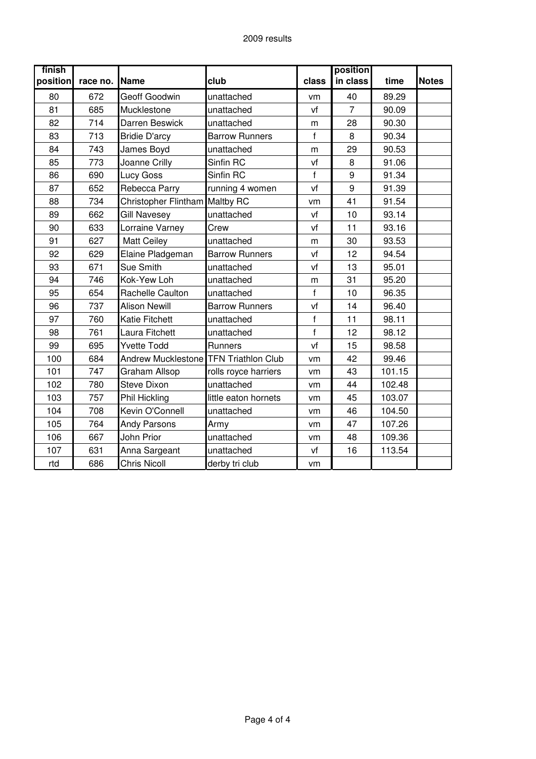2009 results

| finish position | race no. | Name | club | class | position in class | time | Notes |
|---|---|---|---|---|---|---|---|
| 80 | 672 | Geoff Goodwin | unattached | vm | 40 | 89.29 | |
| 81 | 685 | Mucklestone | unattached | vf | 7 | 90.09 | |
| 82 | 714 | Darren Beswick | unattached | m | 28 | 90.30 | |
| 83 | 713 | Bridie D'arcy | Barrow Runners | f | 8 | 90.34 | |
| 84 | 743 | James Boyd | unattached | m | 29 | 90.53 | |
| 85 | 773 | Joanne Crilly | Sinfin RC | vf | 8 | 91.06 | |
| 86 | 690 | Lucy Goss | Sinfin RC | f | 9 | 91.34 | |
| 87 | 652 | Rebecca Parry | running 4 women | vf | 9 | 91.39 | |
| 88 | 734 | Christopher Flintham | Maltby RC | vm | 41 | 91.54 | |
| 89 | 662 | Gill Navesey | unattached | vf | 10 | 93.14 | |
| 90 | 633 | Lorraine Varney | Crew | vf | 11 | 93.16 | |
| 91 | 627 | Matt Ceiley | unattached | m | 30 | 93.53 | |
| 92 | 629 | Elaine Pladgeman | Barrow Runners | vf | 12 | 94.54 | |
| 93 | 671 | Sue Smith | unattached | vf | 13 | 95.01 | |
| 94 | 746 | Kok-Yew Loh | unattached | m | 31 | 95.20 | |
| 95 | 654 | Rachelle Caulton | unattached | f | 10 | 96.35 | |
| 96 | 737 | Alison Newill | Barrow Runners | vf | 14 | 96.40 | |
| 97 | 760 | Katie Fitchett | unattached | f | 11 | 98.11 | |
| 98 | 761 | Laura Fitchett | unattached | f | 12 | 98.12 | |
| 99 | 695 | Yvette Todd | Runners | vf | 15 | 98.58 | |
| 100 | 684 | Andrew Mucklestone | TFN Triathlon Club | vm | 42 | 99.46 | |
| 101 | 747 | Graham Allsop | rolls royce harriers | vm | 43 | 101.15 | |
| 102 | 780 | Steve Dixon | unattached | vm | 44 | 102.48 | |
| 103 | 757 | Phil Hickling | little eaton hornets | vm | 45 | 103.07 | |
| 104 | 708 | Kevin O'Connell | unattached | vm | 46 | 104.50 | |
| 105 | 764 | Andy Parsons | Army | vm | 47 | 107.26 | |
| 106 | 667 | John Prior | unattached | vm | 48 | 109.36 | |
| 107 | 631 | Anna Sargeant | unattached | vf | 16 | 113.54 | |
| rtd | 686 | Chris Nicoll | derby tri club | vm | | | |